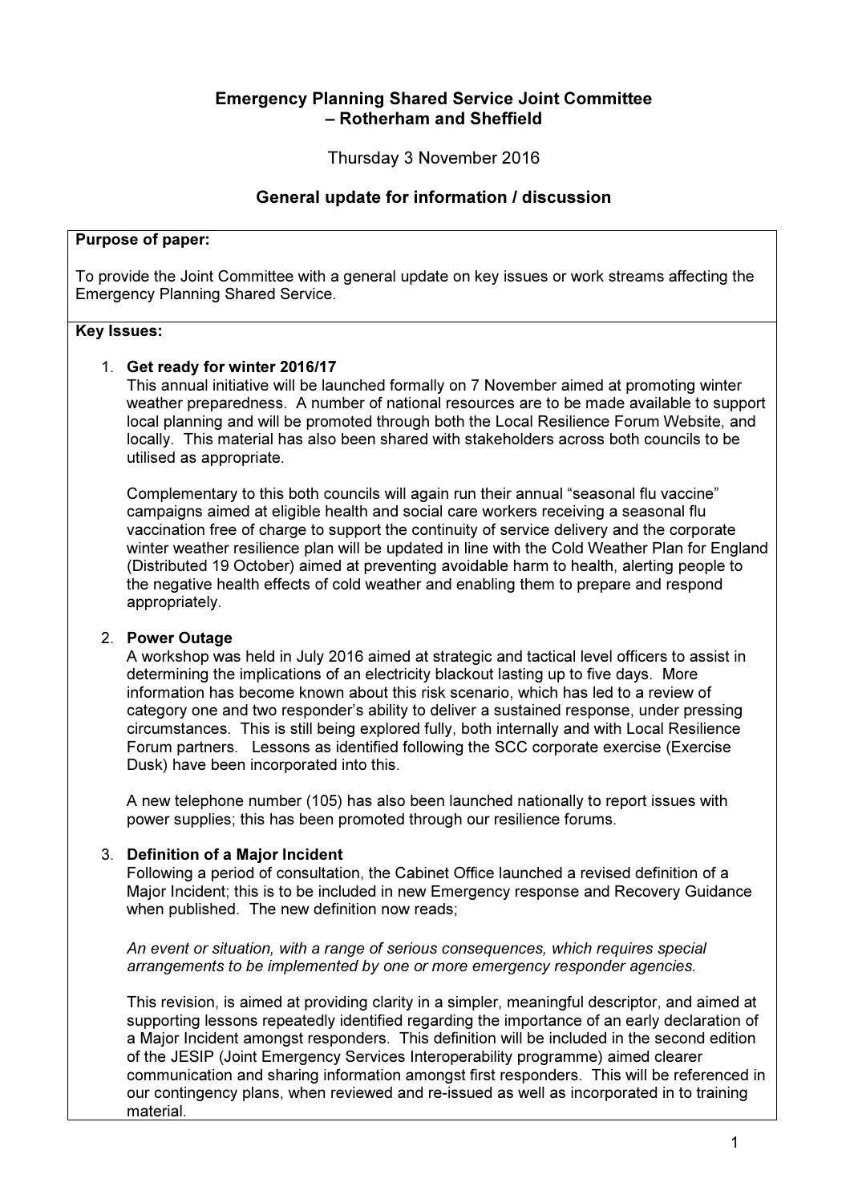# Emergency Planning Shared Service Joint Committee – Rotherham and Sheffield

Thursday 3 November 2016

## General update for information / discussion

**Purpose of paper:**

To provide the Joint Committee with a general update on key issues or work streams affecting the Emergency Planning Shared Service.

**Key Issues:**

1. **Get ready for winter 2016/17**
   This annual initiative will be launched formally on 7 November aimed at promoting winter weather preparedness. A number of national resources are to be made available to support local planning and will be promoted through both the Local Resilience Forum Website, and locally. This material has also been shared with stakeholders across both councils to be utilised as appropriate.

   Complementary to this both councils will again run their annual "seasonal flu vaccine" campaigns aimed at eligible health and social care workers receiving a seasonal flu vaccination free of charge to support the continuity of service delivery and the corporate winter weather resilience plan will be updated in line with the Cold Weather Plan for England (Distributed 19 October) aimed at preventing avoidable harm to health, alerting people to the negative health effects of cold weather and enabling them to prepare and respond appropriately.

2. **Power Outage**
   A workshop was held in July 2016 aimed at strategic and tactical level officers to assist in determining the implications of an electricity blackout lasting up to five days. More information has become known about this risk scenario, which has led to a review of category one and two responder's ability to deliver a sustained response, under pressing circumstances. This is still being explored fully, both internally and with Local Resilience Forum partners. Lessons as identified following the SCC corporate exercise (Exercise Dusk) have been incorporated into this.

   A new telephone number (105) has also been launched nationally to report issues with power supplies; this has been promoted through our resilience forums.

3. **Definition of a Major Incident**
   Following a period of consultation, the Cabinet Office launched a revised definition of a Major Incident; this is to be included in new Emergency response and Recovery Guidance when published. The new definition now reads;

   *An event or situation, with a range of serious consequences, which requires special arrangements to be implemented by one or more emergency responder agencies.*

   This revision, is aimed at providing clarity in a simpler, meaningful descriptor, and aimed at supporting lessons repeatedly identified regarding the importance of an early declaration of a Major Incident amongst responders. This definition will be included in the second edition of the JESIP (Joint Emergency Services Interoperability programme) aimed clearer communication and sharing information amongst first responders. This will be referenced in our contingency plans, when reviewed and re-issued as well as incorporated in to training material.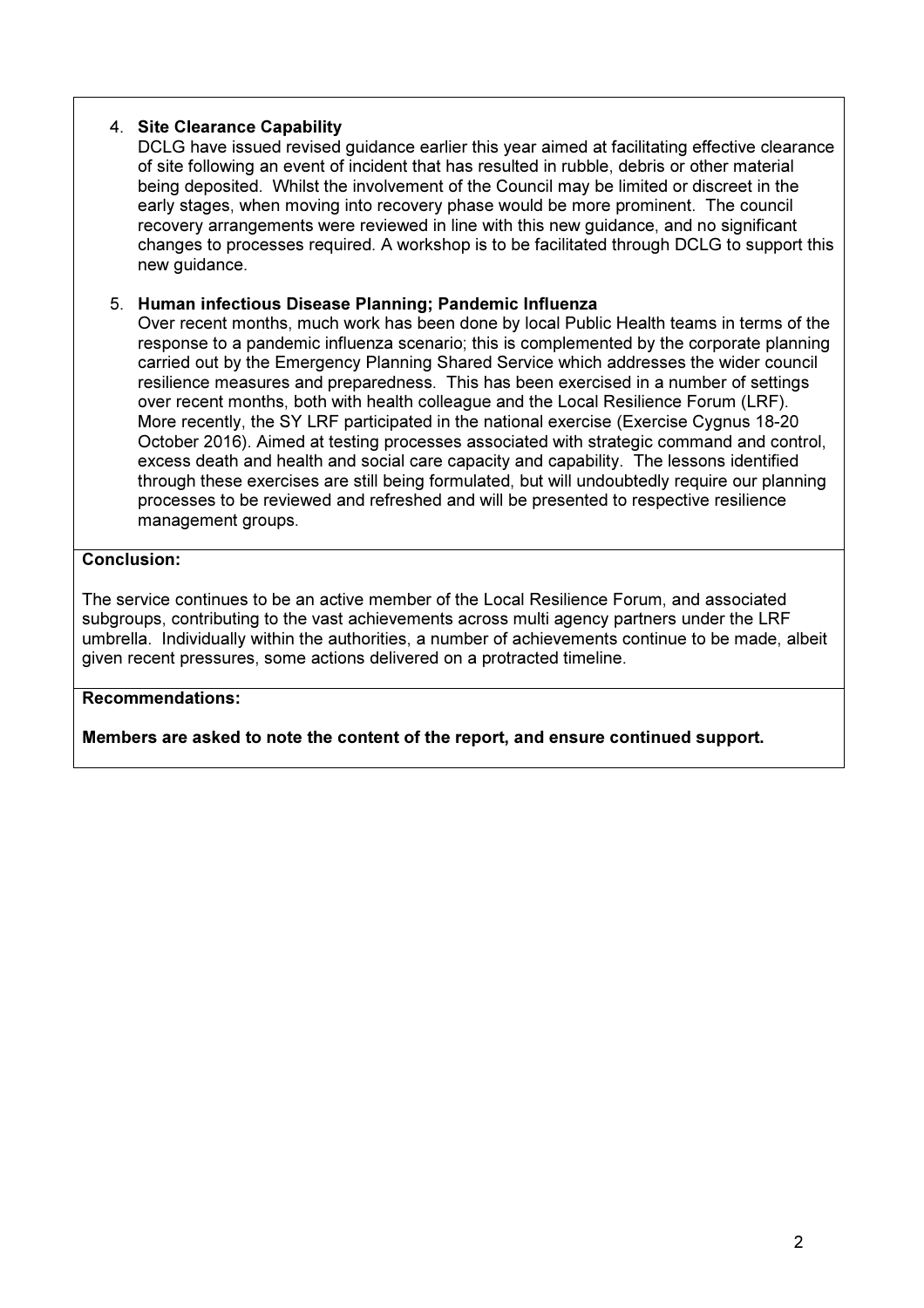4. **Site Clearance Capability**
   DCLG have issued revised guidance earlier this year aimed at facilitating effective clearance of site following an event of incident that has resulted in rubble, debris or other material being deposited. Whilst the involvement of the Council may be limited or discreet in the early stages, when moving into recovery phase would be more prominent. The council recovery arrangements were reviewed in line with this new guidance, and no significant changes to processes required. A workshop is to be facilitated through DCLG to support this new guidance.

5. **Human infectious Disease Planning; Pandemic Influenza**
   Over recent months, much work has been done by local Public Health teams in terms of the response to a pandemic influenza scenario; this is complemented by the corporate planning carried out by the Emergency Planning Shared Service which addresses the wider council resilience measures and preparedness. This has been exercised in a number of settings over recent months, both with health colleague and the Local Resilience Forum (LRF). More recently, the SY LRF participated in the national exercise (Exercise Cygnus 18-20 October 2016). Aimed at testing processes associated with strategic command and control, excess death and health and social care capacity and capability. The lessons identified through these exercises are still being formulated, but will undoubtedly require our planning processes to be reviewed and refreshed and will be presented to respective resilience management groups.

**Conclusion:**

The service continues to be an active member of the Local Resilience Forum, and associated subgroups, contributing to the vast achievements across multi agency partners under the LRF umbrella. Individually within the authorities, a number of achievements continue to be made, albeit given recent pressures, some actions delivered on a protracted timeline.

**Recommendations:**

**Members are asked to note the content of the report, and ensure continued support.**